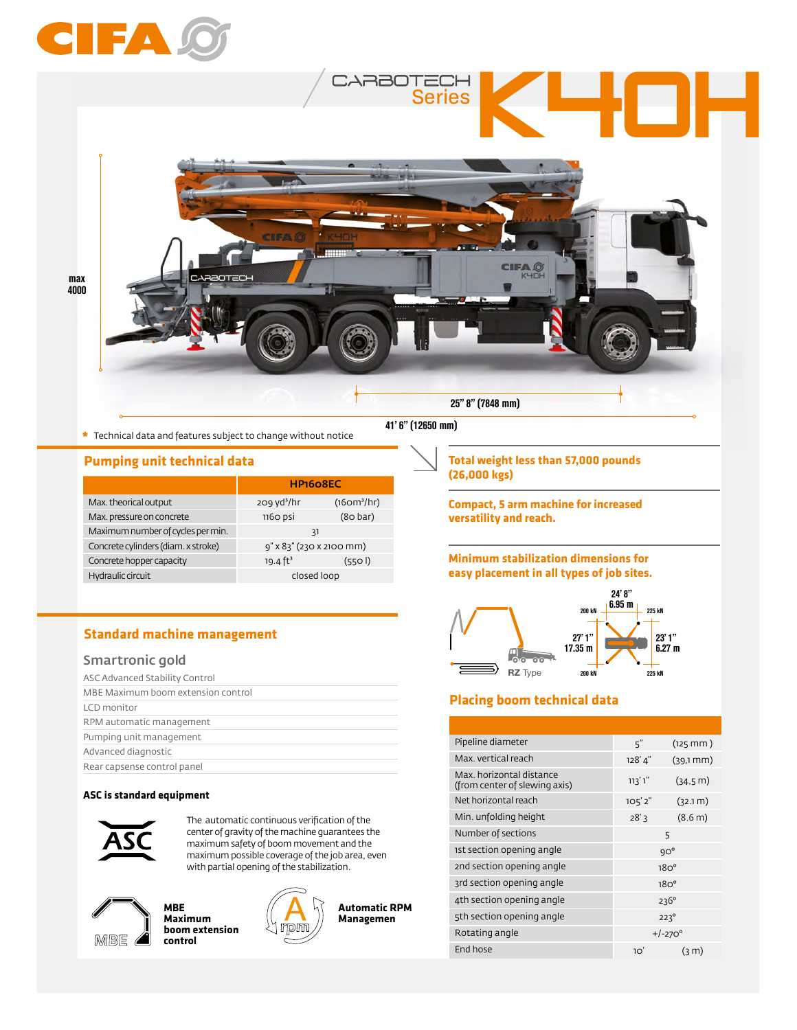# CIFA

## CARBOTECH Series K40H

max 4000

25" 8" (7848 mm)

41' 6" (12650 mm)

* Technical data and features subject to change without notice

## Pumping unit technical data

| | HP1608EC | |
|---|---|---|
| Max. theorical output | 209 yd³/hr | (160m³/hr) |
| Max. pressure on concrete | 1160 psi | (80 bar) |
| Maximum number of cycles per min. | 31 | |
| Concrete cylinders (diam. x stroke) | 9" x 83" (230 x 2100 mm) | |
| Concrete hopper capacity | 19.4 ft³ | (550 l) |
| Hydraulic circuit | closed loop | |

## Standard machine management

### Smartronic gold

- ASC Advanced Stability Control
- MBE Maximum boom extension control
- LCD monitor
- RPM automatic management
- Pumping unit management
- Advanced diagnostic
- Rear capsense control panel

**ASC is standard equipment**

The automatic continuous verification of the center of gravity of the machine guarantees the maximum safety of boom movement and the maximum possible coverage of the job area, even with partial opening of the stabilization.

**MBE Maximum boom extension control**

**Automatic RPM Managemen**

## Total weight less than 57,000 pounds (26,000 kgs)

## Compact, 5 arm machine for increased versatility and reach.

## Minimum stabilization dimensions for easy placement in all types of job sites.

RZ Type

24' 8" 6.95 m; 27' 1" 17.35 m; 23' 1" 6.27 m; 200 kN; 225 kN; 200 kN; 225 kN

## Placing boom technical data

| | | |
|---|---|---|
| Pipeline diameter | 5" | (125 mm ) |
| Max. vertical reach | 128' 4" | (39,1 mm) |
| Max. horizontal distance (from center of slewing axis) | 113' 1" | (34.5 m) |
| Net horizontal reach | 105' 2" | (32.1 m) |
| Min. unfolding height | 28' 3 | (8.6 m) |
| Number of sections | 5 | |
| 1st section opening angle | 90° | |
| 2nd section opening angle | 180° | |
| 3rd section opening angle | 180° | |
| 4th section opening angle | 236° | |
| 5th section opening angle | 223° | |
| Rotating angle | +/-270° | |
| End hose | 10' | (3 m) |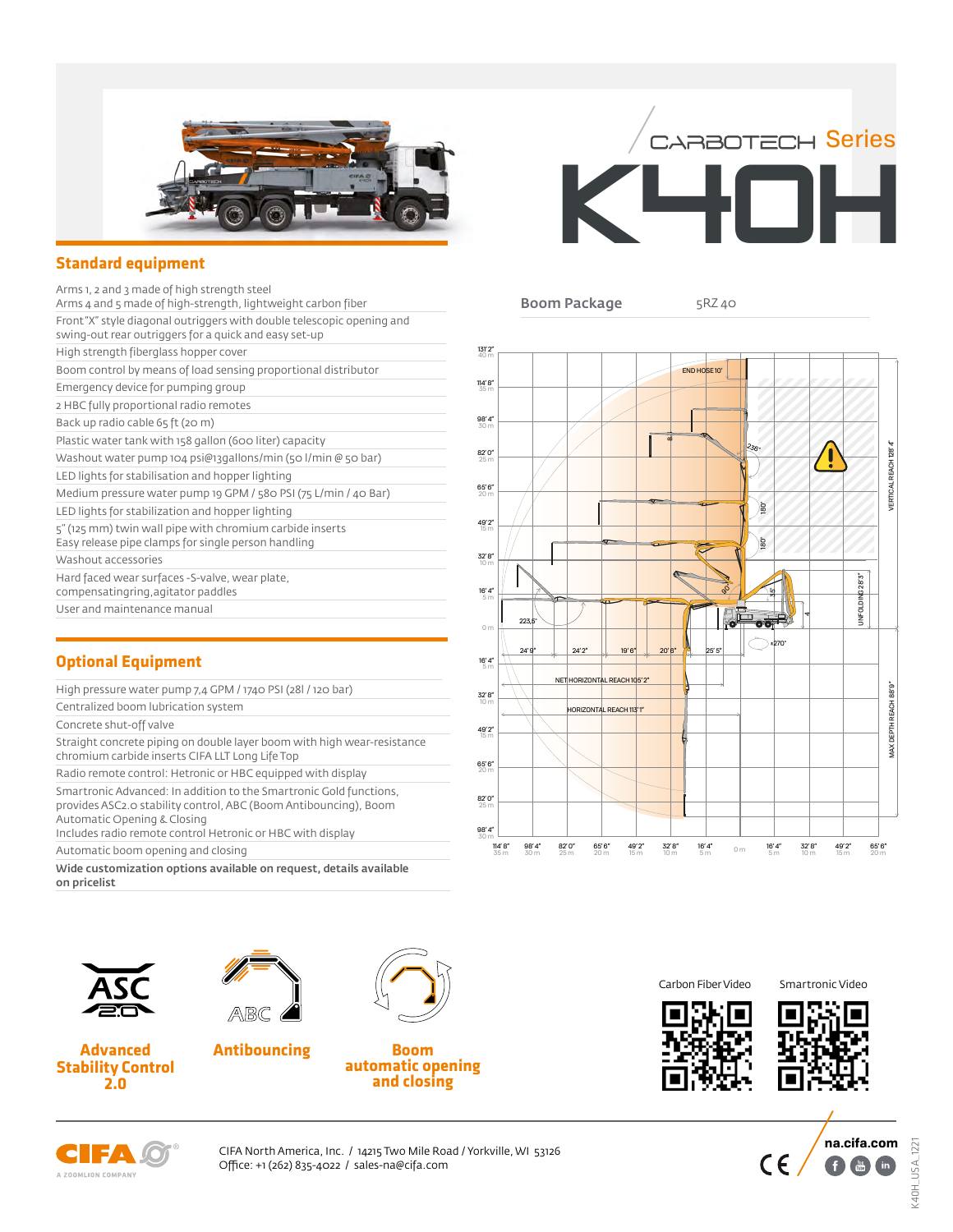# CARBOTECH Series K40H

## Standard equipment

- Arms 1, 2 and 3 made of high strength steel
  Arms 4 and 5 made of high-strength, lightweight carbon fiber
- Front "X" style diagonal outriggers with double telescopic opening and swing-out rear outriggers for a quick and easy set-up
- High strength fiberglass hopper cover
- Boom control by means of load sensing proportional distributor
- Emergency device for pumping group
- 2 HBC fully proportional radio remotes
- Back up radio cable 65 ft (20 m)
- Plastic water tank with 158 gallon (600 liter) capacity
- Washout water pump 104 psi@13gallons/min (50 l/min @ 50 bar)
- LED lights for stabilisation and hopper lighting
- Medium pressure water pump 19 GPM / 580 PSI (75 L/min / 40 Bar)
- LED lights for stabilization and hopper lighting
- 5" (125 mm) twin wall pipe with chromium carbide inserts
  Easy release pipe clamps for single person handling
- Washout accessories
- Hard faced wear surfaces -S-valve, wear plate, compensatingring,agitator paddles
- User and maintenance manual

## Optional Equipment

- High pressure water pump 7,4 GPM / 1740 PSI (28l / 120 bar)
- Centralized boom lubrication system
- Concrete shut-off valve
- Straight concrete piping on double layer boom with high wear-resistance chromium carbide inserts CIFA LLT Long Life Top
- Radio remote control: Hetronic or HBC equipped with display
- Smartronic Advanced: In addition to the Smartronic Gold functions, provides ASC2.0 stability control, ABC (Boom Antibouncing), Boom Automatic Opening & Closing
  Includes radio remote control Hetronic or HBC with display
- Automatic boom opening and closing

**Wide customization options available on request, details available on pricelist**

**Boom Package** 5RZ 40

131'2" 40 m
114'8" 35 m
98'4" 30 m
82'0" 25 m
65'6" 20 m
49'2" 15 m
32'8" 10 m
16'4" 5 m
0 m
END HOSE 10'
236°
180°
180°
90°
35°
223,5°
±270°
24'6" 24'2" 19'6" 20'8" 25'5"
NET HORIZONTAL REACH 105'2"
HORIZONTAL REACH 113'1"
VERTICAL REACH 128'4"
UNFOLDING 28'3"
MAX DEPTH REACH 88'9"
114'8" 35 m / 98'4" 30 m / 82'0" 25 m / 65'6" 20 m / 49'2" 15 m / 32'8" 10 m / 16'4" 5 m / 0 m / 16'4" 5 m / 32'8" 10 m / 49'2" 15 m / 65'6" 20 m

**Advanced Stability Control 2.0**

**Antibouncing**

**Boom automatic opening and closing**

Carbon Fiber Video

Smartronic Video

CIFA A ZOOMLION COMPANY

CIFA North America, Inc. / 14215 Two Mile Road / Yorkville, WI 53126
Office: +1 (262) 835-4022 / sales-na@cifa.com

na.cifa.com

K40H_USA_1221